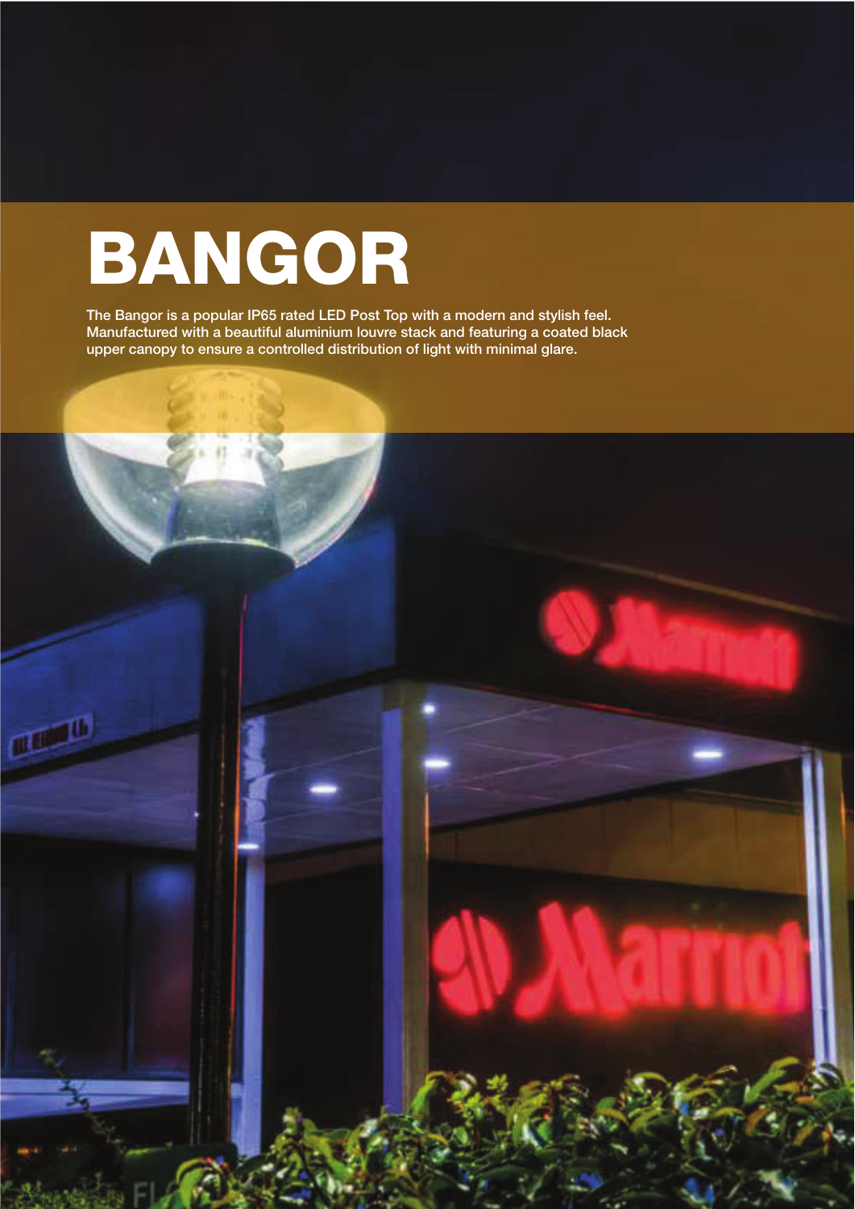# BANGOR

The Bangor is a popular IP65 rated LED Post Top with a modern and stylish feel. Manufactured with a beautiful aluminium louvre stack and featuring a coated black upper canopy to ensure a controlled distribution of light with minimal glare.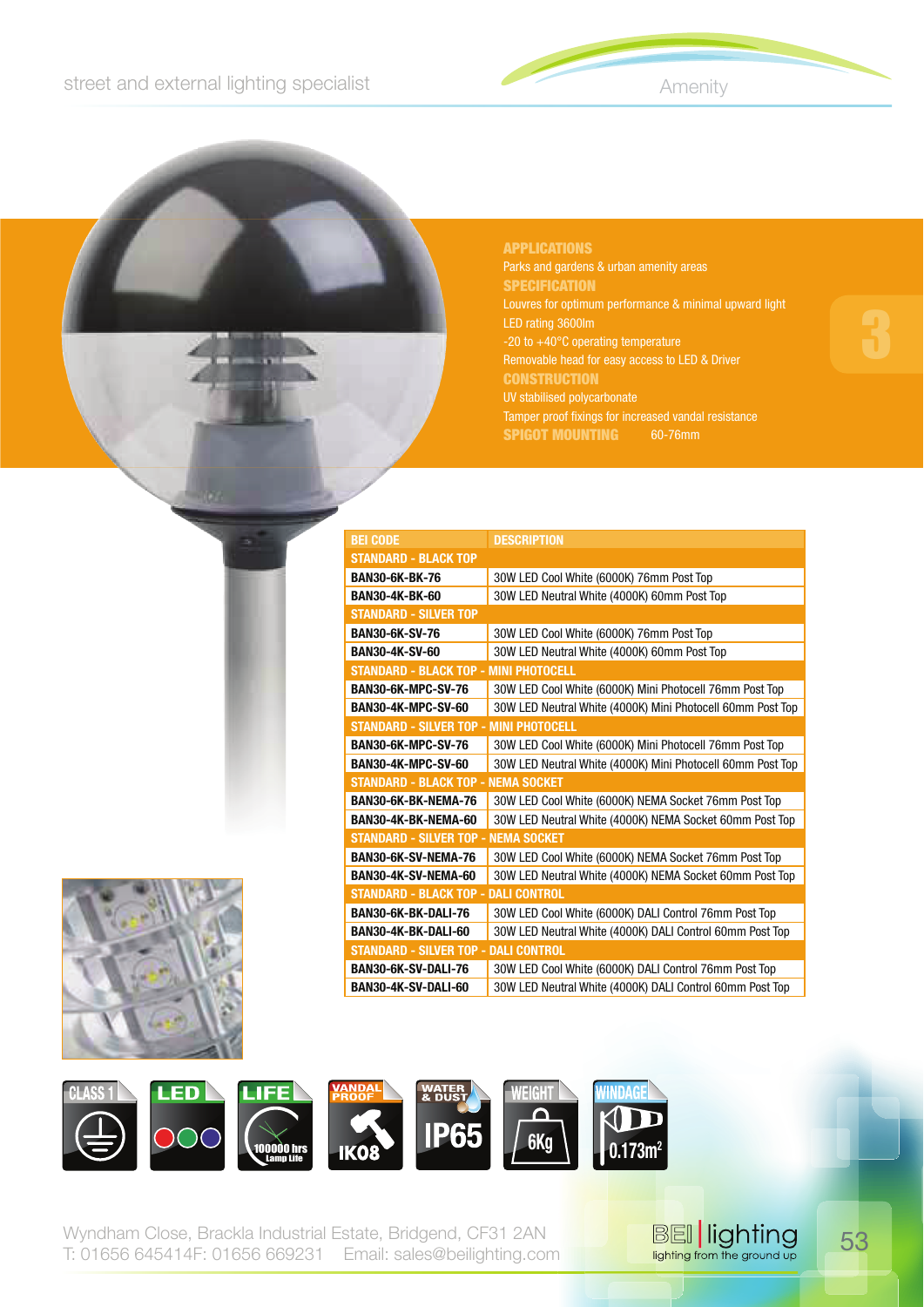## APPLICATIONS

Parks and gardens & urban amenity areas

## SPECIFICATION

Louvres for optimum performance & minimal upward light

LED rating 3600lm

-20 to +40°C operating temperature

Removable head for easy access to LED & Driver

## CONSTRUCTION

UV stabilised polycarbonate

Tamper proof fixings for increased vandal resistance

## SPIGOT MOUNTING 60-76mm

| BEI CODE | DESCRIPTION |
|---|---|
| **STANDARD - BLACK TOP** | |
| **BAN30-6K-BK-76** | 30W LED Cool White (6000K) 76mm Post Top |
| **BAN30-4K-BK-60** | 30W LED Neutral White (4000K) 60mm Post Top |
| **STANDARD - SILVER TOP** | |
| **BAN30-6K-SV-76** | 30W LED Cool White (6000K) 76mm Post Top |
| **BAN30-4K-SV-60** | 30W LED Neutral White (4000K) 60mm Post Top |
| **STANDARD - BLACK TOP - MINI PHOTOCELL** | |
| **BAN30-6K-MPC-SV-76** | 30W LED Cool White (6000K) Mini Photocell 76mm Post Top |
| **BAN30-4K-MPC-SV-60** | 30W LED Neutral White (4000K) Mini Photocell 60mm Post Top |
| **STANDARD - SILVER TOP - MINI PHOTOCELL** | |
| **BAN30-6K-MPC-SV-76** | 30W LED Cool White (6000K) Mini Photocell 76mm Post Top |
| **BAN30-4K-MPC-SV-60** | 30W LED Neutral White (4000K) Mini Photocell 60mm Post Top |
| **STANDARD - BLACK TOP - NEMA SOCKET** | |
| **BAN30-6K-BK-NEMA-76** | 30W LED Cool White (6000K) NEMA Socket 76mm Post Top |
| **BAN30-4K-BK-NEMA-60** | 30W LED Neutral White (4000K) NEMA Socket 60mm Post Top |
| **STANDARD - SILVER TOP - NEMA SOCKET** | |
| **BAN30-6K-SV-NEMA-76** | 30W LED Cool White (6000K) NEMA Socket 76mm Post Top |
| **BAN30-4K-SV-NEMA-60** | 30W LED Neutral White (4000K) NEMA Socket 60mm Post Top |
| **STANDARD - BLACK TOP - DALI CONTROL** | |
| **BAN30-6K-BK-DALI-76** | 30W LED Cool White (6000K) DALI Control 76mm Post Top |
| **BAN30-4K-BK-DALI-60** | 30W LED Neutral White (4000K) DALI Control 60mm Post Top |
| **STANDARD - SILVER TOP - DALI CONTROL** | |
| **BAN30-6K-SV-DALI-76** | 30W LED Cool White (6000K) DALI Control 76mm Post Top |
| **BAN30-4K-SV-DALI-60** | 30W LED Neutral White (4000K) DALI Control 60mm Post Top |

CLASS 1 | LED | LIFE 100000 hrs Lamp Life | VANDAL PROOF IK08 | WATER & DUST IP65 | WEIGHT 6Kg | WINDAGE $0.173m^2$

Wyndham Close, Brackla Industrial Estate, Bridgend, CF31 2AN
T: 01656 645414F: 01656 669231 Email: sales@beilighting.com

BEI lighting — lighting from the ground up